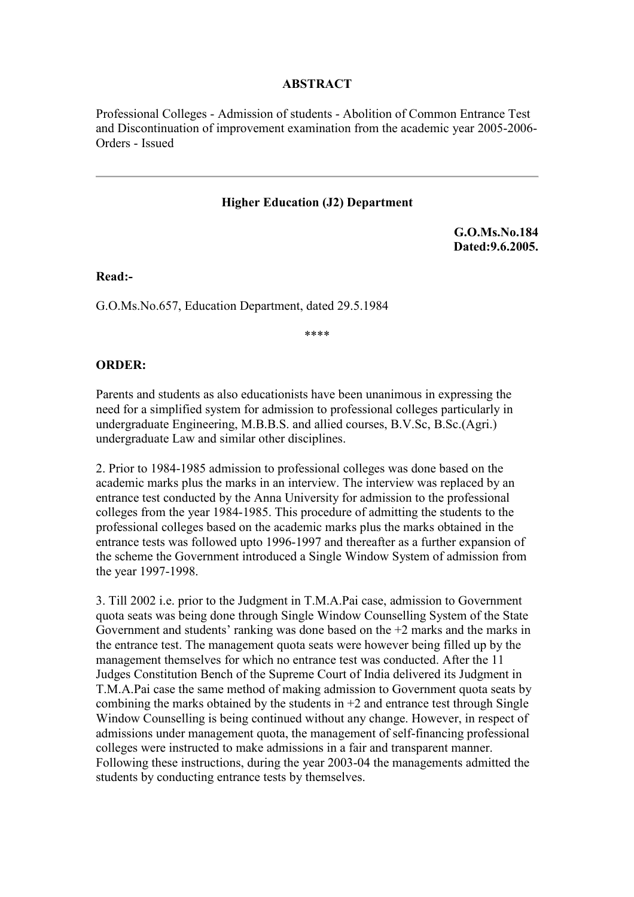**ABSTRACT**

Professional Colleges - Admission of students - Abolition of Common Entrance Test and Discontinuation of improvement examination from the academic year 2005-2006- Orders - Issued

---

**Higher Education (J2) Department**

**G.O.Ms.No.184**
**Dated:9.6.2005.**

**Read:-**

G.O.Ms.No.657, Education Department, dated 29.5.1984

\*\*\*\*

**ORDER:**

Parents and students as also educationists have been unanimous in expressing the need for a simplified system for admission to professional colleges particularly in undergraduate Engineering, M.B.B.S. and allied courses, B.V.Sc, B.Sc.(Agri.) undergraduate Law and similar other disciplines.

2. Prior to 1984-1985 admission to professional colleges was done based on the academic marks plus the marks in an interview. The interview was replaced by an entrance test conducted by the Anna University for admission to the professional colleges from the year 1984-1985. This procedure of admitting the students to the professional colleges based on the academic marks plus the marks obtained in the entrance tests was followed upto 1996-1997 and thereafter as a further expansion of the scheme the Government introduced a Single Window System of admission from the year 1997-1998.

3. Till 2002 i.e. prior to the Judgment in T.M.A.Pai case, admission to Government quota seats was being done through Single Window Counselling System of the State Government and students' ranking was done based on the +2 marks and the marks in the entrance test. The management quota seats were however being filled up by the management themselves for which no entrance test was conducted. After the 11 Judges Constitution Bench of the Supreme Court of India delivered its Judgment in T.M.A.Pai case the same method of making admission to Government quota seats by combining the marks obtained by the students in +2 and entrance test through Single Window Counselling is being continued without any change. However, in respect of admissions under management quota, the management of self-financing professional colleges were instructed to make admissions in a fair and transparent manner. Following these instructions, during the year 2003-04 the managements admitted the students by conducting entrance tests by themselves.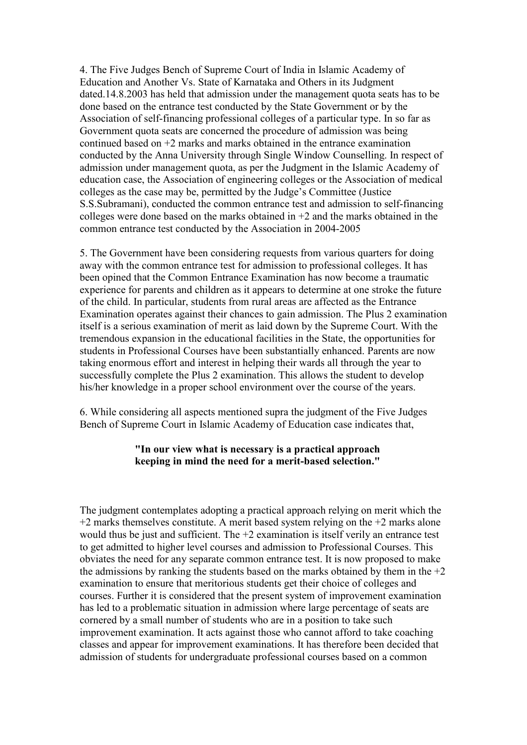4. The Five Judges Bench of Supreme Court of India in Islamic Academy of Education and Another Vs. State of Karnataka and Others in its Judgment dated.14.8.2003 has held that admission under the management quota seats has to be done based on the entrance test conducted by the State Government or by the Association of self-financing professional colleges of a particular type. In so far as Government quota seats are concerned the procedure of admission was being continued based on +2 marks and marks obtained in the entrance examination conducted by the Anna University through Single Window Counselling. In respect of admission under management quota, as per the Judgment in the Islamic Academy of education case, the Association of engineering colleges or the Association of medical colleges as the case may be, permitted by the Judge's Committee (Justice S.S.Subramani), conducted the common entrance test and admission to self-financing colleges were done based on the marks obtained in +2 and the marks obtained in the common entrance test conducted by the Association in 2004-2005

5. The Government have been considering requests from various quarters for doing away with the common entrance test for admission to professional colleges. It has been opined that the Common Entrance Examination has now become a traumatic experience for parents and children as it appears to determine at one stroke the future of the child. In particular, students from rural areas are affected as the Entrance Examination operates against their chances to gain admission. The Plus 2 examination itself is a serious examination of merit as laid down by the Supreme Court. With the tremendous expansion in the educational facilities in the State, the opportunities for students in Professional Courses have been substantially enhanced. Parents are now taking enormous effort and interest in helping their wards all through the year to successfully complete the Plus 2 examination. This allows the student to develop his/her knowledge in a proper school environment over the course of the years.

6. While considering all aspects mentioned supra the judgment of the Five Judges Bench of Supreme Court in Islamic Academy of Education case indicates that,

> **"In our view what is necessary is a practical approach keeping in mind the need for a merit-based selection."**

The judgment contemplates adopting a practical approach relying on merit which the +2 marks themselves constitute. A merit based system relying on the +2 marks alone would thus be just and sufficient. The +2 examination is itself verily an entrance test to get admitted to higher level courses and admission to Professional Courses. This obviates the need for any separate common entrance test. It is now proposed to make the admissions by ranking the students based on the marks obtained by them in the +2 examination to ensure that meritorious students get their choice of colleges and courses. Further it is considered that the present system of improvement examination has led to a problematic situation in admission where large percentage of seats are cornered by a small number of students who are in a position to take such improvement examination. It acts against those who cannot afford to take coaching classes and appear for improvement examinations. It has therefore been decided that admission of students for undergraduate professional courses based on a common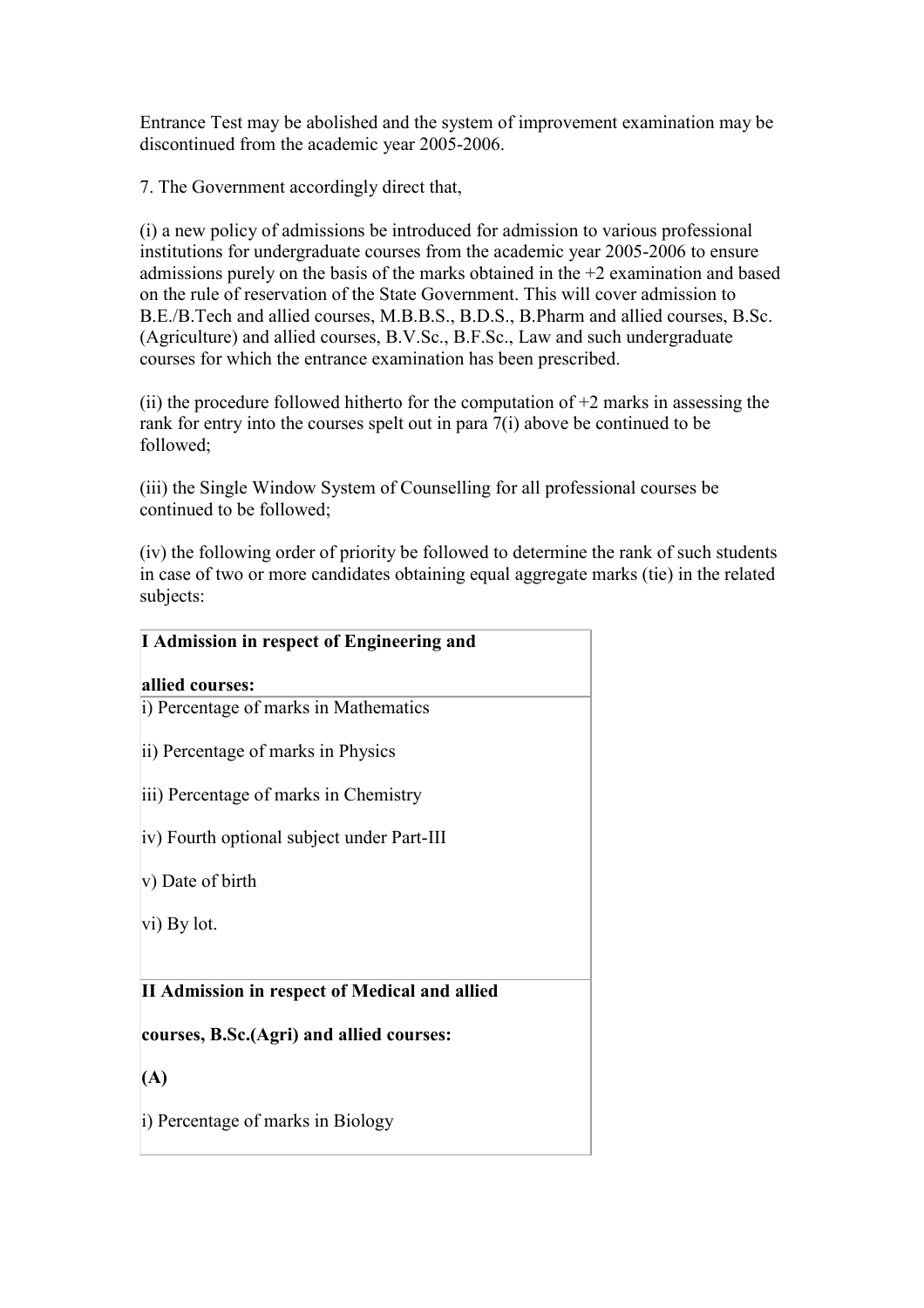Entrance Test may be abolished and the system of improvement examination may be discontinued from the academic year 2005-2006.

7. The Government accordingly direct that,

(i) a new policy of admissions be introduced for admission to various professional institutions for undergraduate courses from the academic year 2005-2006 to ensure admissions purely on the basis of the marks obtained in the +2 examination and based on the rule of reservation of the State Government. This will cover admission to B.E./B.Tech and allied courses, M.B.B.S., B.D.S., B.Pharm and allied courses, B.Sc. (Agriculture) and allied courses, B.V.Sc., B.F.Sc., Law and such undergraduate courses for which the entrance examination has been prescribed.

(ii) the procedure followed hitherto for the computation of +2 marks in assessing the rank for entry into the courses spelt out in para 7(i) above be continued to be followed;

(iii) the Single Window System of Counselling for all professional courses be continued to be followed;

(iv) the following order of priority be followed to determine the rank of such students in case of two or more candidates obtaining equal aggregate marks (tie) in the related subjects:

| **I Admission in respect of Engineering and allied courses:** |
|---|
| i) Percentage of marks in Mathematics<br><br>ii) Percentage of marks in Physics<br><br>iii) Percentage of marks in Chemistry<br><br>iv) Fourth optional subject under Part-III<br><br>v) Date of birth<br><br>vi) By lot. |
| **II Admission in respect of Medical and allied courses, B.Sc.(Agri) and allied courses:**<br><br>**(A)**<br><br>i) Percentage of marks in Biology |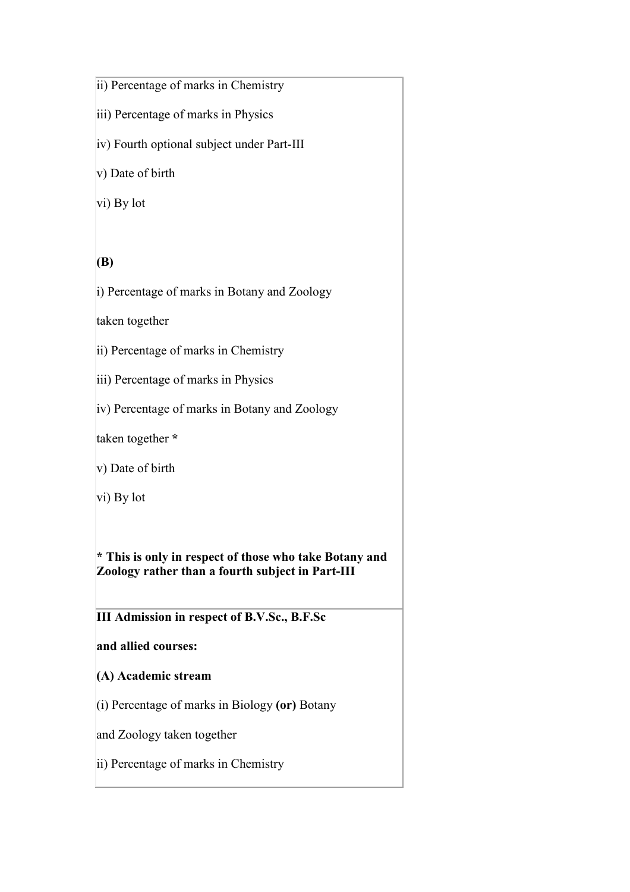ii) Percentage of marks in Chemistry

iii) Percentage of marks in Physics

iv) Fourth optional subject under Part-III

v) Date of birth

vi) By lot

**(B)**

i) Percentage of marks in Botany and Zoology

taken together

ii) Percentage of marks in Chemistry

iii) Percentage of marks in Physics

iv) Percentage of marks in Botany and Zoology

taken together **\***

v) Date of birth

vi) By lot

**\* This is only in respect of those who take Botany and Zoology rather than a fourth subject in Part-III**

**III Admission in respect of B.V.Sc., B.F.Sc**

**and allied courses:**

**(A) Academic stream**

(i) Percentage of marks in Biology **(or)** Botany

and Zoology taken together

ii) Percentage of marks in Chemistry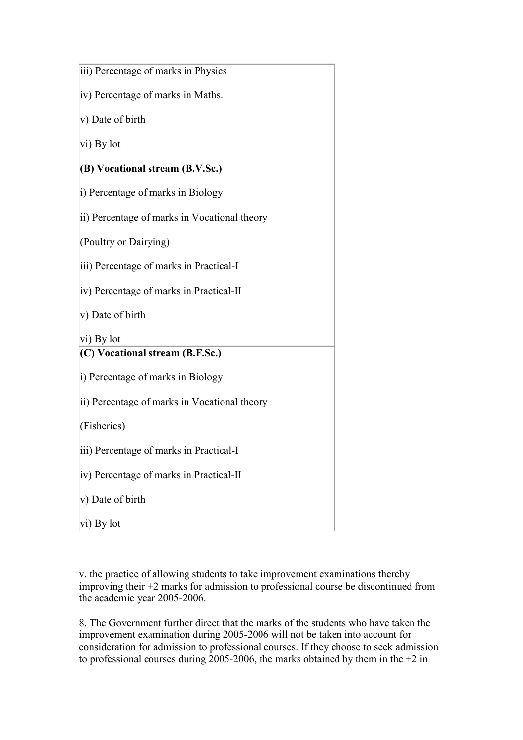iii) Percentage of marks in Physics

iv) Percentage of marks in Maths.

v) Date of birth

vi) By lot

**(B) Vocational stream (B.V.Sc.)**

i) Percentage of marks in Biology

ii) Percentage of marks in Vocational theory

(Poultry or Dairying)

iii) Percentage of marks in Practical-I

iv) Percentage of marks in Practical-II

v) Date of birth

vi) By lot

**(C) Vocational stream (B.F.Sc.)**

i) Percentage of marks in Biology

ii) Percentage of marks in Vocational theory

(Fisheries)

iii) Percentage of marks in Practical-I

iv) Percentage of marks in Practical-II

v) Date of birth

vi) By lot

v. the practice of allowing students to take improvement examinations thereby improving their +2 marks for admission to professional course be discontinued from the academic year 2005-2006.

8. The Government further direct that the marks of the students who have taken the improvement examination during 2005-2006 will not be taken into account for consideration for admission to professional courses. If they choose to seek admission to professional courses during 2005-2006, the marks obtained by them in the +2 in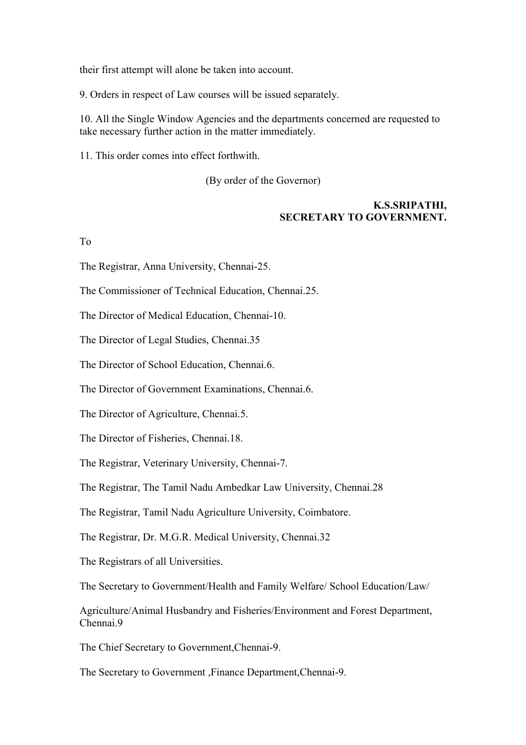their first attempt will alone be taken into account.

9. Orders in respect of Law courses will be issued separately.

10. All the Single Window Agencies and the departments concerned are requested to take necessary further action in the matter immediately.

11. This order comes into effect forthwith.

(By order of the Governor)

**K.S.SRIPATHI,**
**SECRETARY TO GOVERNMENT.**

To

The Registrar, Anna University, Chennai-25.

The Commissioner of Technical Education, Chennai.25.

The Director of Medical Education, Chennai-10.

The Director of Legal Studies, Chennai.35

The Director of School Education, Chennai.6.

The Director of Government Examinations, Chennai.6.

The Director of Agriculture, Chennai.5.

The Director of Fisheries, Chennai.18.

The Registrar, Veterinary University, Chennai-7.

The Registrar, The Tamil Nadu Ambedkar Law University, Chennai.28

The Registrar, Tamil Nadu Agriculture University, Coimbatore.

The Registrar, Dr. M.G.R. Medical University, Chennai.32

The Registrars of all Universities.

The Secretary to Government/Health and Family Welfare/ School Education/Law/

Agriculture/Animal Husbandry and Fisheries/Environment and Forest Department, Chennai.9

The Chief Secretary to Government,Chennai-9.

The Secretary to Government ,Finance Department,Chennai-9.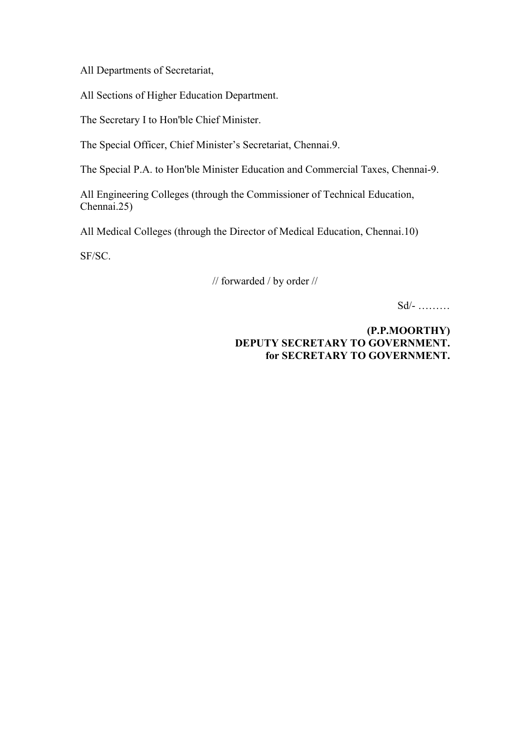All Departments of Secretariat,

All Sections of Higher Education Department.

The Secretary I to Hon'ble Chief Minister.

The Special Officer, Chief Minister's Secretariat, Chennai.9.

The Special P.A. to Hon'ble Minister Education and Commercial Taxes, Chennai-9.

All Engineering Colleges (through the Commissioner of Technical Education, Chennai.25)

All Medical Colleges (through the Director of Medical Education, Chennai.10)

SF/SC.

// forwarded / by order //

Sd/- ………

**(P.P.MOORTHY)**
**DEPUTY SECRETARY TO GOVERNMENT.**
**for SECRETARY TO GOVERNMENT.**